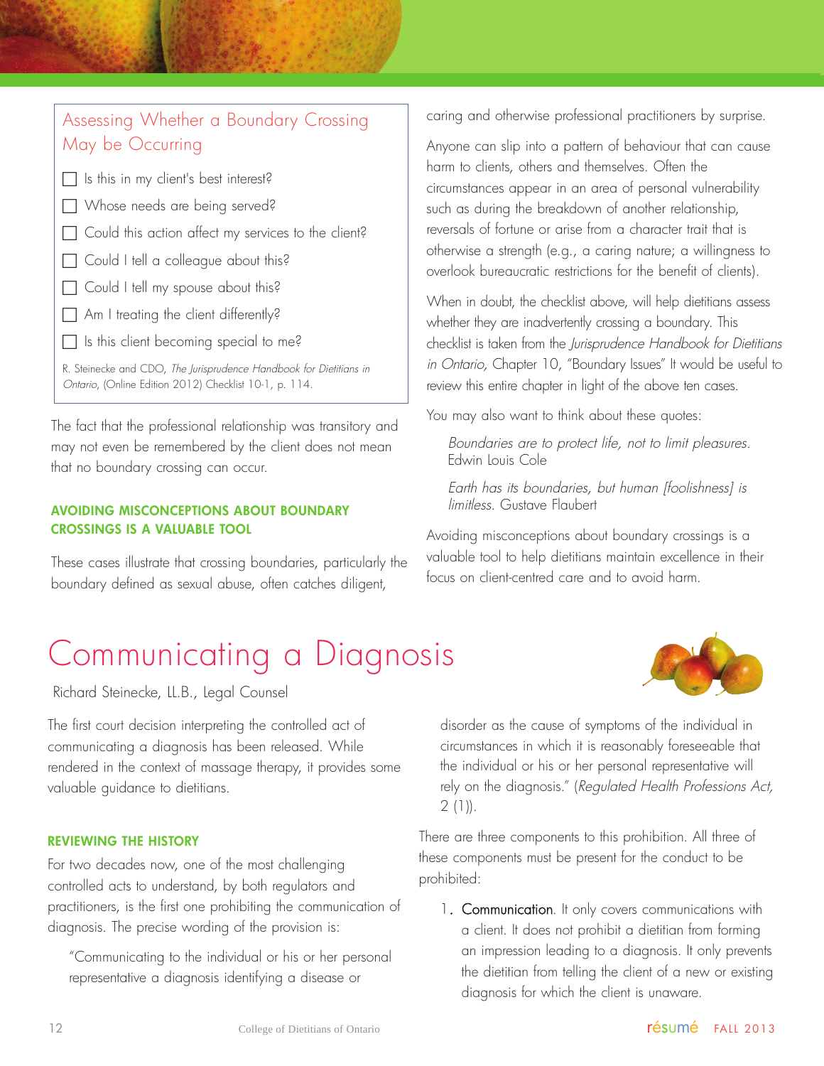### Assessing Whether a Boundary Crossing May be Occurring

- ☐ Is this in my client's best interest?
- ☐ Whose needs are being served?
- ☐ Could this action affect my services to the client?
- ☐ Could I tell a colleague about this?
- ☐ Could I tell my spouse about this?
- ☐ Am I treating the client differently?
- ☐ Is this client becoming special to me?

R. Steinecke and CDO, *The Jurisprudence Handbook for Dietitians in Ontario*, (Online Edition 2012) Checklist 10-1, p. 114.

The fact that the professional relationship was transitory and may not even be remembered by the client does not mean that no boundary crossing can occur.

#### AVOIDING MISCONCEPTIONS ABOUT BOUNDARY CROSSINGS IS A VALUABLE TOOL

These cases illustrate that crossing boundaries, particularly the boundary defined as sexual abuse, often catches diligent, caring and otherwise professional practitioners by surprise.

Anyone can slip into a pattern of behaviour that can cause harm to clients, others and themselves. Often the circumstances appear in an area of personal vulnerability such as during the breakdown of another relationship, reversals of fortune or arise from a character trait that is otherwise a strength (e.g., a caring nature; a willingness to overlook bureaucratic restrictions for the benefit of clients).

When in doubt, the checklist above, will help dietitians assess whether they are inadvertently crossing a boundary. This checklist is taken from the *Jurisprudence Handbook for Dietitians in Ontario,* Chapter 10, "Boundary Issues" It would be useful to review this entire chapter in light of the above ten cases.

You may also want to think about these quotes:

> *Boundaries are to protect life, not to limit pleasures.* Edwin Louis Cole

> *Earth has its boundaries, but human [foolishness] is limitless.* Gustave Flaubert

Avoiding misconceptions about boundary crossings is a valuable tool to help dietitians maintain excellence in their focus on client-centred care and to avoid harm.

# Communicating a Diagnosis

Richard Steinecke, LL.B., Legal Counsel

The first court decision interpreting the controlled act of communicating a diagnosis has been released. While rendered in the context of massage therapy, it provides some valuable guidance to dietitians.

#### REVIEWING THE HISTORY

For two decades now, one of the most challenging controlled acts to understand, by both regulators and practitioners, is the first one prohibiting the communication of diagnosis. The precise wording of the provision is:

> "Communicating to the individual or his or her personal representative a diagnosis identifying a disease or disorder as the cause of symptoms of the individual in circumstances in which it is reasonably foreseeable that the individual or his or her personal representative will rely on the diagnosis." (*Regulated Health Professions Act,* 2 (1)).

There are three components to this prohibition. All three of these components must be present for the conduct to be prohibited:

1. **Communication**. It only covers communications with a client. It does not prohibit a dietitian from forming an impression leading to a diagnosis. It only prevents the dietitian from telling the client of a new or existing diagnosis for which the client is unaware.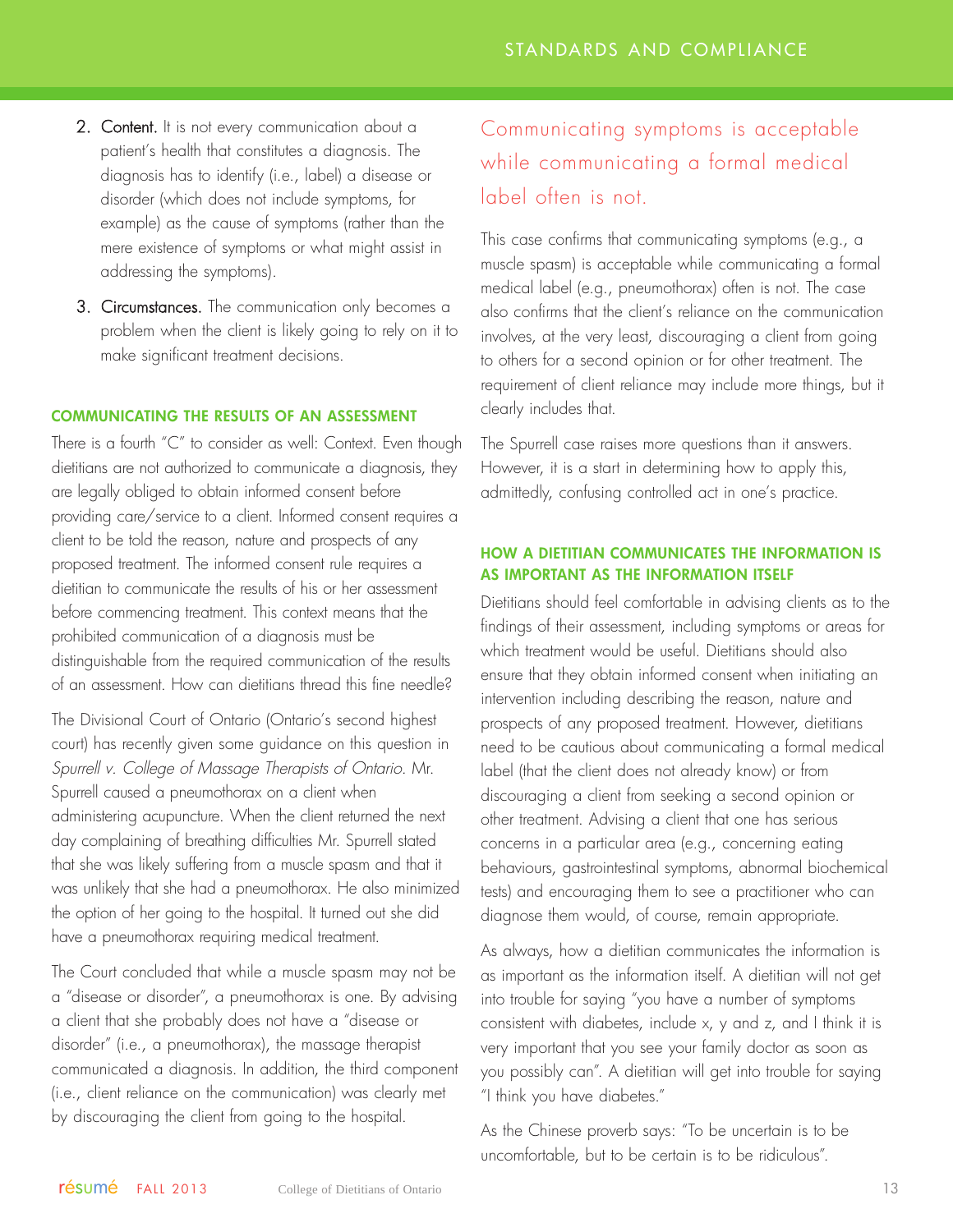2. **Content.** It is not every communication about a patient's health that constitutes a diagnosis. The diagnosis has to identify (i.e., label) a disease or disorder (which does not include symptoms, for example) as the cause of symptoms (rather than the mere existence of symptoms or what might assist in addressing the symptoms).

3. **Circumstances.** The communication only becomes a problem when the client is likely going to rely on it to make significant treatment decisions.

### COMMUNICATING THE RESULTS OF AN ASSESSMENT

There is a fourth "C" to consider as well: Context. Even though dietitians are not authorized to communicate a diagnosis, they are legally obliged to obtain informed consent before providing care/service to a client. Informed consent requires a client to be told the reason, nature and prospects of any proposed treatment. The informed consent rule requires a dietitian to communicate the results of his or her assessment before commencing treatment. This context means that the prohibited communication of a diagnosis must be distinguishable from the required communication of the results of an assessment. How can dietitians thread this fine needle?

The Divisional Court of Ontario (Ontario's second highest court) has recently given some guidance on this question in *Spurrell v. College of Massage Therapists of Ontario*. Mr. Spurrell caused a pneumothorax on a client when administering acupuncture. When the client returned the next day complaining of breathing difficulties Mr. Spurrell stated that she was likely suffering from a muscle spasm and that it was unlikely that she had a pneumothorax. He also minimized the option of her going to the hospital. It turned out she did have a pneumothorax requiring medical treatment.

The Court concluded that while a muscle spasm may not be a "disease or disorder", a pneumothorax is one. By advising a client that she probably does not have a "disease or disorder" (i.e., a pneumothorax), the massage therapist communicated a diagnosis. In addition, the third component (i.e., client reliance on the communication) was clearly met by discouraging the client from going to the hospital.

> Communicating symptoms is acceptable while communicating a formal medical label often is not.

This case confirms that communicating symptoms (e.g., a muscle spasm) is acceptable while communicating a formal medical label (e.g., pneumothorax) often is not. The case also confirms that the client's reliance on the communication involves, at the very least, discouraging a client from going to others for a second opinion or for other treatment. The requirement of client reliance may include more things, but it clearly includes that.

The Spurrell case raises more questions than it answers. However, it is a start in determining how to apply this, admittedly, confusing controlled act in one's practice.

### HOW A DIETITIAN COMMUNICATES THE INFORMATION IS AS IMPORTANT AS THE INFORMATION ITSELF

Dietitians should feel comfortable in advising clients as to the findings of their assessment, including symptoms or areas for which treatment would be useful. Dietitians should also ensure that they obtain informed consent when initiating an intervention including describing the reason, nature and prospects of any proposed treatment. However, dietitians need to be cautious about communicating a formal medical label (that the client does not already know) or from discouraging a client from seeking a second opinion or other treatment. Advising a client that one has serious concerns in a particular area (e.g., concerning eating behaviours, gastrointestinal symptoms, abnormal biochemical tests) and encouraging them to see a practitioner who can diagnose them would, of course, remain appropriate.

As always, how a dietitian communicates the information is as important as the information itself. A dietitian will not get into trouble for saying "you have a number of symptoms consistent with diabetes, include x, y and z, and I think it is very important that you see your family doctor as soon as you possibly can". A dietitian will get into trouble for saying "I think you have diabetes."

As the Chinese proverb says: "To be uncertain is to be uncomfortable, but to be certain is to be ridiculous".